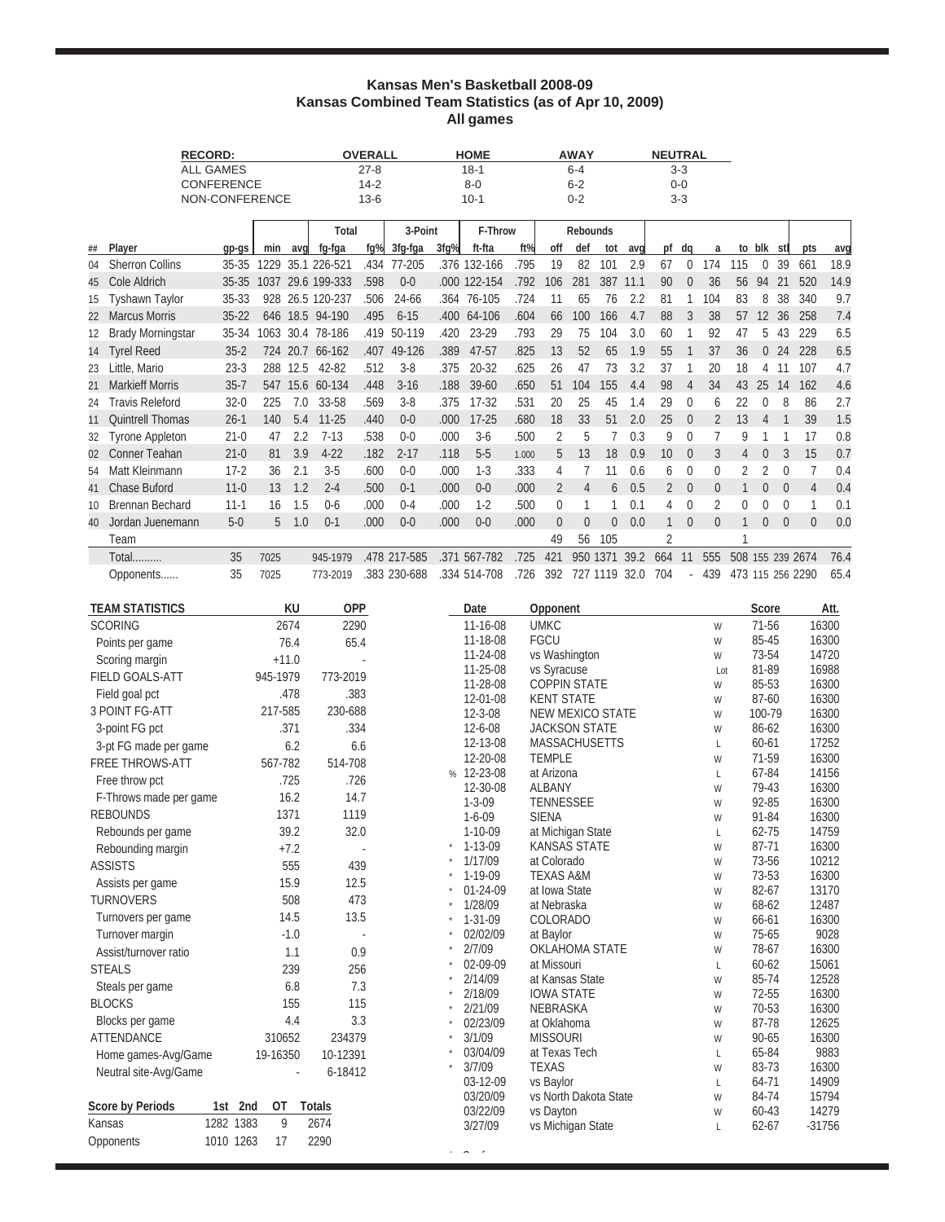# Kansas Men's Basketball 2008-09
## Kansas Combined Team Statistics (as of Apr 10, 2009)
### All games

| RECORD: | OVERALL | HOME | AWAY | NEUTRAL |
|---|---|---|---|---|
| ALL GAMES | 27-8 | 18-1 | 6-4 | 3-3 |
| CONFERENCE | 14-2 | 8-0 | 6-2 | 0-0 |
| NON-CONFERENCE | 13-6 | 10-1 | 0-2 | 3-3 |

| | | | | | Total | | 3-Point | | F-Throw | | Rebounds | | | | | | | | | | | | |
|---|---|---|---|---|---|---|---|---|---|---|---|---|---|---|---|---|---|---|---|---|---|---|---|
| ## | Player | gp-gs | min | avg | fg-fga | fg% | 3fg-fga | 3fg% | ft-fta | ft% | off | def | tot | avg | pf | dq | a | to | blk | stl | pts | avg |
| 04 | Sherron Collins | 35-35 | 1229 | 35.1 | 226-521 | .434 | 77-205 | .376 | 132-166 | .795 | 19 | 82 | 101 | 2.9 | 67 | 0 | 174 | 115 | 0 | 39 | 661 | 18.9 |
| 45 | Cole Aldrich | 35-35 | 1037 | 29.6 | 199-333 | .598 | 0-0 | .000 | 122-154 | .792 | 106 | 281 | 387 | 11.1 | 90 | 0 | 36 | 56 | 94 | 21 | 520 | 14.9 |
| 15 | Tyshawn Taylor | 35-33 | 928 | 26.5 | 120-237 | .506 | 24-66 | .364 | 76-105 | .724 | 11 | 65 | 76 | 2.2 | 81 | 1 | 104 | 83 | 8 | 38 | 340 | 9.7 |
| 22 | Marcus Morris | 35-22 | 646 | 18.5 | 94-190 | .495 | 6-15 | .400 | 64-106 | .604 | 66 | 100 | 166 | 4.7 | 88 | 3 | 38 | 57 | 12 | 36 | 258 | 7.4 |
| 12 | Brady Morningstar | 35-34 | 1063 | 30.4 | 78-186 | .419 | 50-119 | .420 | 23-29 | .793 | 29 | 75 | 104 | 3.0 | 60 | 1 | 92 | 47 | 5 | 43 | 229 | 6.5 |
| 14 | Tyrel Reed | 35-2 | 724 | 20.7 | 66-162 | .407 | 49-126 | .389 | 47-57 | .825 | 13 | 52 | 65 | 1.9 | 55 | 1 | 37 | 36 | 0 | 24 | 228 | 6.5 |
| 23 | Little, Mario | 23-3 | 288 | 12.5 | 42-82 | .512 | 3-8 | .375 | 20-32 | .625 | 26 | 47 | 73 | 3.2 | 37 | 1 | 20 | 18 | 4 | 11 | 107 | 4.7 |
| 21 | Markieff Morris | 35-7 | 547 | 15.6 | 60-134 | .448 | 3-16 | .188 | 39-60 | .650 | 51 | 104 | 155 | 4.4 | 98 | 4 | 34 | 43 | 25 | 14 | 162 | 4.6 |
| 24 | Travis Releford | 32-0 | 225 | 7.0 | 33-58 | .569 | 3-8 | .375 | 17-32 | .531 | 20 | 25 | 45 | 1.4 | 29 | 0 | 6 | 22 | 0 | 8 | 86 | 2.7 |
| 11 | Quintrell Thomas | 26-1 | 140 | 5.4 | 11-25 | .440 | 0-0 | .000 | 17-25 | .680 | 18 | 33 | 51 | 2.0 | 25 | 0 | 2 | 13 | 4 | 1 | 39 | 1.5 |
| 32 | Tyrone Appleton | 21-0 | 47 | 2.2 | 7-13 | .538 | 0-0 | .000 | 3-6 | .500 | 2 | 5 | 7 | 0.3 | 9 | 0 | 7 | 9 | 1 | 1 | 17 | 0.8 |
| 02 | Conner Teahan | 21-0 | 81 | 3.9 | 4-22 | .182 | 2-17 | .118 | 5-5 | 1.000 | 5 | 13 | 18 | 0.9 | 10 | 0 | 3 | 4 | 0 | 3 | 15 | 0.7 |
| 54 | Matt Kleinmann | 17-2 | 36 | 2.1 | 3-5 | .600 | 0-0 | .000 | 1-3 | .333 | 4 | 7 | 11 | 0.6 | 6 | 0 | 0 | 2 | 2 | 0 | 7 | 0.4 |
| 41 | Chase Buford | 11-0 | 13 | 1.2 | 2-4 | .500 | 0-1 | .000 | 0-0 | .000 | 2 | 4 | 6 | 0.5 | 2 | 0 | 0 | 1 | 0 | 0 | 4 | 0.4 |
| 10 | Brennan Bechard | 11-1 | 16 | 1.5 | 0-6 | .000 | 0-4 | .000 | 1-2 | .500 | 0 | 1 | 1 | 0.1 | 4 | 0 | 2 | 0 | 0 | 0 | 1 | 0.1 |
| 40 | Jordan Juenemann | 5-0 | 5 | 1.0 | 0-1 | .000 | 0-0 | .000 | 0-0 | .000 | 0 | 0 | 0 | 0.0 | 1 | 0 | 0 | 1 | 0 | 0 | 0 | 0.0 |
| | Team | | | | | | | | | | 49 | 56 | 105 | | 2 | | | 1 | | | | |
| | Total.......... | 35 | 7025 | | 945-1979 | .478 | 217-585 | .371 | 567-782 | .725 | 421 | 950 | 1371 | 39.2 | 664 | 11 | 555 | 508 | 155 | 239 | 2674 | 76.4 |
| | Opponents...... | 35 | 7025 | | 773-2019 | .383 | 230-688 | .334 | 514-708 | .726 | 392 | 727 | 1119 | 32.0 | 704 | - | 439 | 473 | 115 | 256 | 2290 | 65.4 |

| TEAM STATISTICS | KU | OPP |
|---|---|---|
| SCORING | 2674 | 2290 |
| Points per game | 76.4 | 65.4 |
| Scoring margin | +11.0 | - |
| FIELD GOALS-ATT | 945-1979 | 773-2019 |
| Field goal pct | .478 | .383 |
| 3 POINT FG-ATT | 217-585 | 230-688 |
| 3-point FG pct | .371 | .334 |
| 3-pt FG made per game | 6.2 | 6.6 |
| FREE THROWS-ATT | 567-782 | 514-708 |
| Free throw pct | .725 | .726 |
| F-Throws made per game | 16.2 | 14.7 |
| REBOUNDS | 1371 | 1119 |
| Rebounds per game | 39.2 | 32.0 |
| Rebounding margin | +7.2 | - |
| ASSISTS | 555 | 439 |
| Assists per game | 15.9 | 12.5 |
| TURNOVERS | 508 | 473 |
| Turnovers per game | 14.5 | 13.5 |
| Turnover margin | -1.0 | - |
| Assist/turnover ratio | 1.1 | 0.9 |
| STEALS | 239 | 256 |
| Steals per game | 6.8 | 7.3 |
| BLOCKS | 155 | 115 |
| Blocks per game | 4.4 | 3.3 |
| ATTENDANCE | 310652 | 234379 |
| Home games-Avg/Game | 19-16350 | 10-12391 |
| Neutral site-Avg/Game | - | 6-18412 |

| Score by Periods | 1st | 2nd | OT | Totals |
|---|---|---|---|---|
| Kansas | 1282 | 1383 | 9 | 2674 |
| Opponents | 1010 | 1263 | 17 | 2290 |

| | Date | Opponent | | Score | Att. |
|---|---|---|---|---|---|
| | 11-16-08 | UMKC | W | 71-56 | 16300 |
| | 11-18-08 | FGCU | W | 85-45 | 16300 |
| | 11-24-08 | vs Washington | W | 73-54 | 14720 |
| | 11-25-08 | vs Syracuse | Lot | 81-89 | 16988 |
| | 11-28-08 | COPPIN STATE | W | 85-53 | 16300 |
| | 12-01-08 | KENT STATE | W | 87-60 | 16300 |
| | 12-3-08 | NEW MEXICO STATE | W | 100-79 | 16300 |
| | 12-6-08 | JACKSON STATE | W | 86-62 | 16300 |
| | 12-13-08 | MASSACHUSETTS | L | 60-61 | 17252 |
| | 12-20-08 | TEMPLE | W | 71-59 | 16300 |
| % | 12-23-08 | at Arizona | L | 67-84 | 14156 |
| | 12-30-08 | ALBANY | W | 79-43 | 16300 |
| | 1-3-09 | TENNESSEE | W | 92-85 | 16300 |
| | 1-6-09 | SIENA | W | 91-84 | 16300 |
| | 1-10-09 | at Michigan State | L | 62-75 | 14759 |
| * | 1-13-09 | KANSAS STATE | W | 87-71 | 16300 |
| * | 1/17/09 | at Colorado | W | 73-56 | 10212 |
| * | 1-19-09 | TEXAS A&M | W | 73-53 | 16300 |
| * | 01-24-09 | at Iowa State | W | 82-67 | 13170 |
| * | 1/28/09 | at Nebraska | W | 68-62 | 12487 |
| * | 1-31-09 | COLORADO | W | 66-61 | 16300 |
| * | 02/02/09 | at Baylor | W | 75-65 | 9028 |
| * | 2/7/09 | OKLAHOMA STATE | W | 78-67 | 16300 |
| * | 02-09-09 | at Missouri | L | 60-62 | 15061 |
| * | 2/14/09 | at Kansas State | W | 85-74 | 12528 |
| * | 2/18/09 | IOWA STATE | W | 72-55 | 16300 |
| * | 2/21/09 | NEBRASKA | W | 70-53 | 16300 |
| * | 02/23/09 | at Oklahoma | W | 87-78 | 12625 |
| * | 3/1/09 | MISSOURI | W | 90-65 | 16300 |
| * | 03/04/09 | at Texas Tech | L | 65-84 | 9883 |
| * | 3/7/09 | TEXAS | W | 83-73 | 16300 |
| | 03-12-09 | vs Baylor | L | 64-71 | 14909 |
| | 03/20/09 | vs North Dakota State | W | 84-74 | 15794 |
| | 03/22/09 | vs Dayton | W | 60-43 | 14279 |
| | 3/27/09 | vs Michigan State | L | 62-67 | -31756 |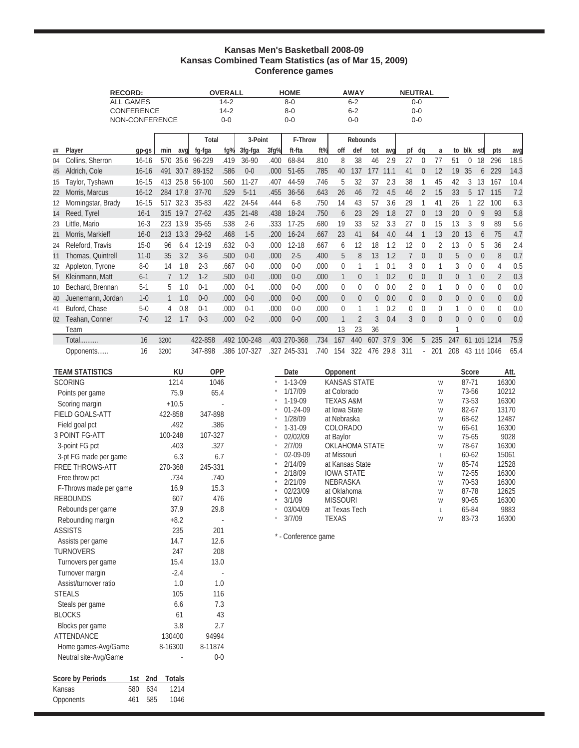# Kansas Men's Basketball 2008-09
## Kansas Combined Team Statistics (as of Mar 15, 2009)
### Conference games

| RECORD: | OVERALL | HOME | AWAY | NEUTRAL |
|---|---|---|---|---|
| ALL GAMES | 14-2 | 8-0 | 6-2 | 0-0 |
| CONFERENCE | 14-2 | 8-0 | 6-2 | 0-0 |
| NON-CONFERENCE | 0-0 | 0-0 | 0-0 | 0-0 |

| | | | | | Total | | 3-Point | | F-Throw | | Rebounds | | | | | | | | | | | |
|---|---|---|---|---|---|---|---|---|---|---|---|---|---|---|---|---|---|---|---|---|---|---|
| ## | Player | gp-gs | min | avg | fg-fga | fg% | 3fg-fga | 3fg% | ft-fta | ft% | off | def | tot | avg | pf | dq | a | to | blk | stl | pts | avg |
| 04 | Collins, Sherron | 16-16 | 570 | 35.6 | 96-229 | .419 | 36-90 | .400 | 68-84 | .810 | 8 | 38 | 46 | 2.9 | 27 | 0 | 77 | 51 | 0 | 18 | 296 | 18.5 |
| 45 | Aldrich, Cole | 16-16 | 491 | 30.7 | 89-152 | .586 | 0-0 | .000 | 51-65 | .785 | 40 | 137 | 177 | 11.1 | 41 | 0 | 12 | 19 | 35 | 6 | 229 | 14.3 |
| 15 | Taylor, Tyshawn | 16-15 | 413 | 25.8 | 56-100 | .560 | 11-27 | .407 | 44-59 | .746 | 5 | 32 | 37 | 2.3 | 38 | 1 | 45 | 42 | 3 | 13 | 167 | 10.4 |
| 22 | Morris, Marcus | 16-12 | 284 | 17.8 | 37-70 | .529 | 5-11 | .455 | 36-56 | .643 | 26 | 46 | 72 | 4.5 | 46 | 2 | 15 | 33 | 5 | 17 | 115 | 7.2 |
| 12 | Morningstar, Brady | 16-15 | 517 | 32.3 | 35-83 | .422 | 24-54 | .444 | 6-8 | .750 | 14 | 43 | 57 | 3.6 | 29 | 1 | 41 | 26 | 1 | 22 | 100 | 6.3 |
| 14 | Reed, Tyrel | 16-1 | 315 | 19.7 | 27-62 | .435 | 21-48 | .438 | 18-24 | .750 | 6 | 23 | 29 | 1.8 | 27 | 0 | 13 | 20 | 0 | 9 | 93 | 5.8 |
| 23 | Little, Mario | 16-3 | 223 | 13.9 | 35-65 | .538 | 2-6 | .333 | 17-25 | .680 | 19 | 33 | 52 | 3.3 | 27 | 0 | 15 | 13 | 3 | 9 | 89 | 5.6 |
| 21 | Morris, Markieff | 16-0 | 213 | 13.3 | 29-62 | .468 | 1-5 | .200 | 16-24 | .667 | 23 | 41 | 64 | 4.0 | 44 | 1 | 13 | 20 | 13 | 6 | 75 | 4.7 |
| 24 | Releford, Travis | 15-0 | 96 | 6.4 | 12-19 | .632 | 0-3 | .000 | 12-18 | .667 | 6 | 12 | 18 | 1.2 | 12 | 0 | 2 | 13 | 0 | 5 | 36 | 2.4 |
| 11 | Thomas, Quintrell | 11-0 | 35 | 3.2 | 3-6 | .500 | 0-0 | .000 | 2-5 | .400 | 5 | 8 | 13 | 1.2 | 7 | 0 | 0 | 5 | 0 | 0 | 8 | 0.7 |
| 32 | Appleton, Tyrone | 8-0 | 14 | 1.8 | 2-3 | .667 | 0-0 | .000 | 0-0 | .000 | 0 | 1 | 1 | 0.1 | 3 | 0 | 1 | 3 | 0 | 0 | 4 | 0.5 |
| 54 | Kleinmann, Matt | 6-1 | 7 | 1.2 | 1-2 | .500 | 0-0 | .000 | 0-0 | .000 | 1 | 0 | 1 | 0.2 | 0 | 0 | 0 | 0 | 1 | 0 | 2 | 0.3 |
| 10 | Bechard, Brennan | 5-1 | 5 | 1.0 | 0-1 | .000 | 0-1 | .000 | 0-0 | .000 | 0 | 0 | 0 | 0.0 | 2 | 0 | 1 | 0 | 0 | 0 | 0 | 0.0 |
| 40 | Juenemann, Jordan | 1-0 | 1 | 1.0 | 0-0 | .000 | 0-0 | .000 | 0-0 | .000 | 0 | 0 | 0 | 0.0 | 0 | 0 | 0 | 0 | 0 | 0 | 0 | 0.0 |
| 41 | Buford, Chase | 5-0 | 4 | 0.8 | 0-1 | .000 | 0-1 | .000 | 0-0 | .000 | 0 | 1 | 1 | 0.2 | 0 | 0 | 0 | 1 | 0 | 0 | 0 | 0.0 |
| 02 | Teahan, Conner | 7-0 | 12 | 1.7 | 0-3 | .000 | 0-2 | .000 | 0-0 | .000 | 1 | 2 | 3 | 0.4 | 3 | 0 | 0 | 0 | 0 | 0 | 0 | 0.0 |
| | Team | | | | | | | | | | 13 | 23 | 36 | | | | | 1 | | | | |
| | Total.......... | 16 | 3200 | | 422-858 | .492 | 100-248 | .403 | 270-368 | .734 | 167 | 440 | 607 | 37.9 | 306 | 5 | 235 | 247 | 61 | 105 | 1214 | 75.9 |
| | Opponents...... | 16 | 3200 | | 347-898 | .386 | 107-327 | .327 | 245-331 | .740 | 154 | 322 | 476 | 29.8 | 311 | - | 201 | 208 | 43 | 116 | 1046 | 65.4 |

| TEAM STATISTICS | KU | OPP |
|---|---|---|
| SCORING | 1214 | 1046 |
| Points per game | 75.9 | 65.4 |
| Scoring margin | +10.5 | - |
| FIELD GOALS-ATT | 422-858 | 347-898 |
| Field goal pct | .492 | .386 |
| 3 POINT FG-ATT | 100-248 | 107-327 |
| 3-point FG pct | .403 | .327 |
| 3-pt FG made per game | 6.3 | 6.7 |
| FREE THROWS-ATT | 270-368 | 245-331 |
| Free throw pct | .734 | .740 |
| F-Throws made per game | 16.9 | 15.3 |
| REBOUNDS | 607 | 476 |
| Rebounds per game | 37.9 | 29.8 |
| Rebounding margin | +8.2 | - |
| ASSISTS | 235 | 201 |
| Assists per game | 14.7 | 12.6 |
| TURNOVERS | 247 | 208 |
| Turnovers per game | 15.4 | 13.0 |
| Turnover margin | -2.4 | - |
| Assist/turnover ratio | 1.0 | 1.0 |
| STEALS | 105 | 116 |
| Steals per game | 6.6 | 7.3 |
| BLOCKS | 61 | 43 |
| Blocks per game | 3.8 | 2.7 |
| ATTENDANCE | 130400 | 94994 |
| Home games-Avg/Game | 8-16300 | 8-11874 |
| Neutral site-Avg/Game | - | 0-0 |

| | Date | Opponent | | Score | Att. |
|---|---|---|---|---|---|
| * | 1-13-09 | KANSAS STATE | W | 87-71 | 16300 |
| * | 1/17/09 | at Colorado | W | 73-56 | 10212 |
| * | 1-19-09 | TEXAS A&M | W | 73-53 | 16300 |
| * | 01-24-09 | at Iowa State | W | 82-67 | 13170 |
| * | 1/28/09 | at Nebraska | W | 68-62 | 12487 |
| * | 1-31-09 | COLORADO | W | 66-61 | 16300 |
| * | 02/02/09 | at Baylor | W | 75-65 | 9028 |
| * | 2/7/09 | OKLAHOMA STATE | W | 78-67 | 16300 |
| * | 02-09-09 | at Missouri | L | 60-62 | 15061 |
| * | 2/14/09 | at Kansas State | W | 85-74 | 12528 |
| * | 2/18/09 | IOWA STATE | W | 72-55 | 16300 |
| * | 2/21/09 | NEBRASKA | W | 70-53 | 16300 |
| * | 02/23/09 | at Oklahoma | W | 87-78 | 12625 |
| * | 3/1/09 | MISSOURI | W | 90-65 | 16300 |
| * | 03/04/09 | at Texas Tech | L | 65-84 | 9883 |
| * | 3/7/09 | TEXAS | W | 83-73 | 16300 |

* - Conference game

| Score by Periods | 1st | 2nd | Totals |
|---|---|---|---|
| Kansas | 580 | 634 | 1214 |
| Opponents | 461 | 585 | 1046 |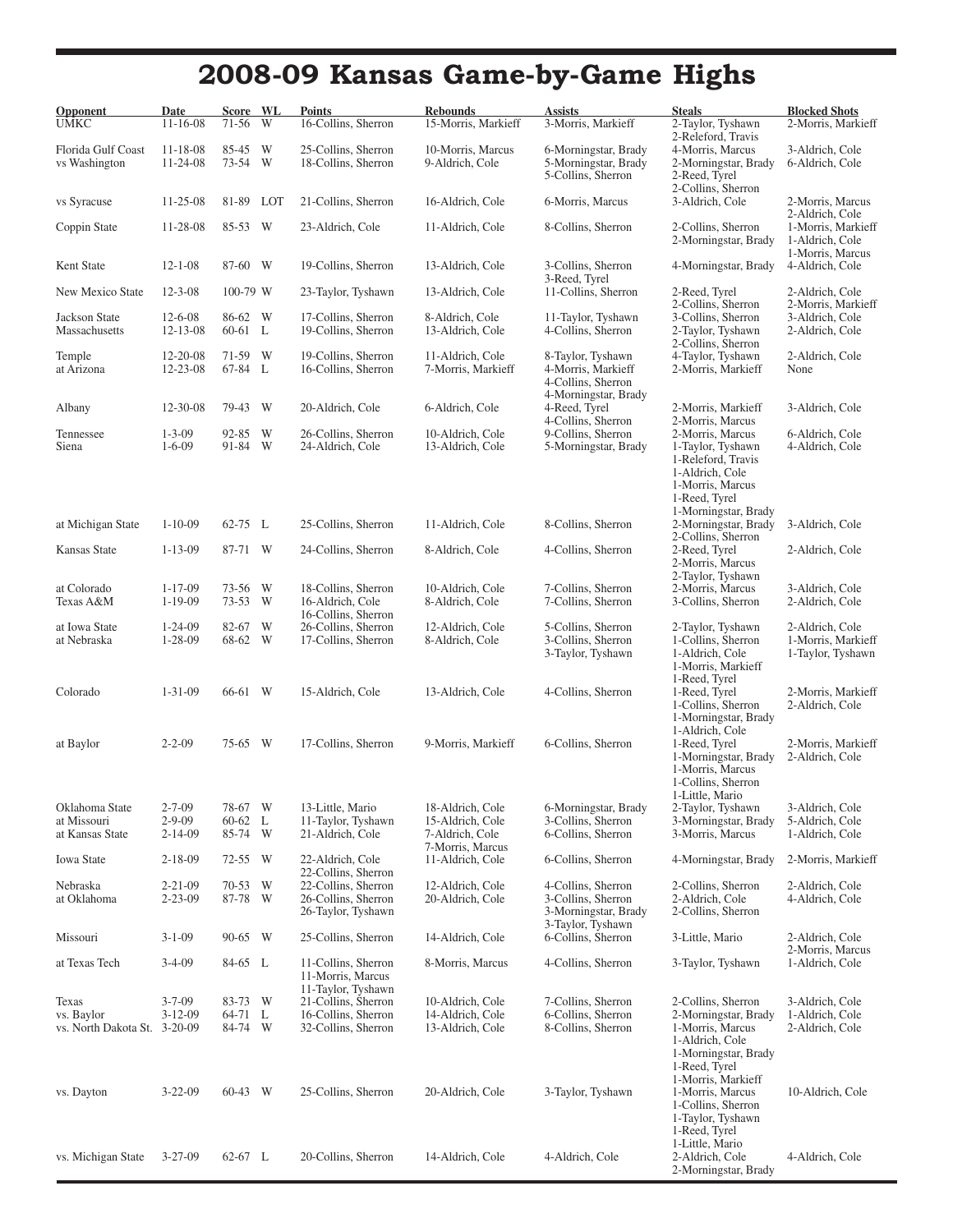# 2008-09 Kansas Game-by-Game Highs

| Opponent | Date | Score | WL | Points | Rebounds | Assists | Steals | Blocked Shots |
|---|---|---|---|---|---|---|---|---|
| UMKC | 11-16-08 | 71-56 | W | 16-Collins, Sherron | 15-Morris, Markieff | 3-Morris, Markieff | 2-Taylor, Tyshawn<br>2-Releford, Travis | 2-Morris, Markieff |
| Florida Gulf Coast | 11-18-08 | 85-45 | W | 25-Collins, Sherron | 10-Morris, Marcus | 6-Morningstar, Brady | 4-Morris, Marcus | 3-Aldrich, Cole |
| vs Washington | 11-24-08 | 73-54 | W | 18-Collins, Sherron | 9-Aldrich, Cole | 5-Morningstar, Brady<br>5-Collins, Sherron | 2-Morningstar, Brady<br>2-Reed, Tyrel<br>2-Collins, Sherron | 6-Aldrich, Cole |
| vs Syracuse | 11-25-08 | 81-89 | LOT | 21-Collins, Sherron | 16-Aldrich, Cole | 6-Morris, Marcus | 3-Aldrich, Cole | 2-Morris, Marcus<br>2-Aldrich, Cole |
| Coppin State | 11-28-08 | 85-53 | W | 23-Aldrich, Cole | 11-Aldrich, Cole | 8-Collins, Sherron | 2-Collins, Sherron<br>2-Morningstar, Brady | 1-Morris, Markieff<br>1-Aldrich, Cole<br>1-Morris, Marcus |
| Kent State | 12-1-08 | 87-60 | W | 19-Collins, Sherron | 13-Aldrich, Cole | 3-Collins, Sherron<br>3-Reed, Tyrel | 4-Morningstar, Brady | 4-Aldrich, Cole |
| New Mexico State | 12-3-08 | 100-79 | W | 23-Taylor, Tyshawn | 13-Aldrich, Cole | 11-Collins, Sherron | 2-Reed, Tyrel<br>2-Collins, Sherron | 2-Aldrich, Cole<br>2-Morris, Markieff |
| Jackson State | 12-6-08 | 86-62 | W | 17-Collins, Sherron | 8-Aldrich, Cole | 11-Taylor, Tyshawn | 3-Collins, Sherron | 3-Aldrich, Cole |
| Massachusetts | 12-13-08 | 60-61 | L | 19-Collins, Sherron | 13-Aldrich, Cole | 4-Collins, Sherron | 2-Taylor, Tyshawn<br>2-Collins, Sherron | 2-Aldrich, Cole |
| Temple | 12-20-08 | 71-59 | W | 19-Collins, Sherron | 11-Aldrich, Cole | 8-Taylor, Tyshawn | 4-Taylor, Tyshawn | 2-Aldrich, Cole |
| at Arizona | 12-23-08 | 67-84 | L | 16-Collins, Sherron | 7-Morris, Markieff | 4-Morris, Markieff<br>4-Collins, Sherron<br>4-Morningstar, Brady | 2-Morris, Markieff | None |
| Albany | 12-30-08 | 79-43 | W | 20-Aldrich, Cole | 6-Aldrich, Cole | 4-Reed, Tyrel<br>4-Collins, Sherron | 2-Morris, Markieff<br>2-Morris, Marcus | 3-Aldrich, Cole |
| Tennessee | 1-3-09 | 92-85 | W | 26-Collins, Sherron | 10-Aldrich, Cole | 9-Collins, Sherron | 2-Morris, Marcus | 6-Aldrich, Cole |
| Siena | 1-6-09 | 91-84 | W | 24-Aldrich, Cole | 13-Aldrich, Cole | 5-Morningstar, Brady | 1-Taylor, Tyshawn<br>1-Releford, Travis<br>1-Aldrich, Cole<br>1-Morris, Marcus<br>1-Reed, Tyrel<br>1-Morningstar, Brady | 4-Aldrich, Cole |
| at Michigan State | 1-10-09 | 62-75 | L | 25-Collins, Sherron | 11-Aldrich, Cole | 8-Collins, Sherron | 2-Morningstar, Brady<br>2-Collins, Sherron | 3-Aldrich, Cole |
| Kansas State | 1-13-09 | 87-71 | W | 24-Collins, Sherron | 8-Aldrich, Cole | 4-Collins, Sherron | 2-Reed, Tyrel<br>2-Morris, Marcus<br>2-Taylor, Tyshawn | 2-Aldrich, Cole |
| at Colorado | 1-17-09 | 73-56 | W | 18-Collins, Sherron | 10-Aldrich, Cole | 7-Collins, Sherron | 2-Morris, Marcus | 3-Aldrich, Cole |
| Texas A&M | 1-19-09 | 73-53 | W | 16-Aldrich, Cole<br>16-Collins, Sherron | 8-Aldrich, Cole | 7-Collins, Sherron | 3-Collins, Sherron | 2-Aldrich, Cole |
| at Iowa State | 1-24-09 | 82-67 | W | 26-Collins, Sherron | 12-Aldrich, Cole | 5-Collins, Sherron | 2-Taylor, Tyshawn | 2-Aldrich, Cole |
| at Nebraska | 1-28-09 | 68-62 | W | 17-Collins, Sherron | 8-Aldrich, Cole | 3-Collins, Sherron<br>3-Taylor, Tyshawn | 1-Collins, Sherron<br>1-Aldrich, Cole<br>1-Morris, Markieff<br>1-Reed, Tyrel | 1-Morris, Markieff<br>1-Taylor, Tyshawn |
| Colorado | 1-31-09 | 66-61 | W | 15-Aldrich, Cole | 13-Aldrich, Cole | 4-Collins, Sherron | 1-Reed, Tyrel<br>1-Collins, Sherron<br>1-Morningstar, Brady<br>1-Aldrich, Cole | 2-Morris, Markieff<br>2-Aldrich, Cole |
| at Baylor | 2-2-09 | 75-65 | W | 17-Collins, Sherron | 9-Morris, Markieff | 6-Collins, Sherron | 1-Reed, Tyrel<br>1-Morningstar, Brady<br>1-Morris, Marcus<br>1-Collins, Sherron<br>1-Little, Mario | 2-Morris, Markieff<br>2-Aldrich, Cole |
| Oklahoma State | 2-7-09 | 78-67 | W | 13-Little, Mario | 18-Aldrich, Cole | 6-Morningstar, Brady | 2-Taylor, Tyshawn | 3-Aldrich, Cole |
| at Missouri | 2-9-09 | 60-62 | L | 11-Taylor, Tyshawn | 15-Aldrich, Cole | 3-Collins, Sherron | 3-Morningstar, Brady | 5-Aldrich, Cole |
| at Kansas State | 2-14-09 | 85-74 | W | 21-Aldrich, Cole | 7-Aldrich, Cole<br>7-Morris, Marcus | 6-Collins, Sherron | 3-Morris, Marcus | 1-Aldrich, Cole |
| Iowa State | 2-18-09 | 72-55 | W | 22-Aldrich, Cole<br>22-Collins, Sherron | 11-Aldrich, Cole | 6-Collins, Sherron | 4-Morningstar, Brady | 2-Morris, Markieff |
| Nebraska | 2-21-09 | 70-53 | W | 22-Collins, Sherron | 12-Aldrich, Cole | 4-Collins, Sherron | 2-Collins, Sherron | 2-Aldrich, Cole |
| at Oklahoma | 2-23-09 | 87-78 | W | 26-Collins, Sherron<br>26-Taylor, Tyshawn | 20-Aldrich, Cole | 3-Collins, Sherron<br>3-Morningstar, Brady<br>3-Taylor, Tyshawn | 2-Aldrich, Cole<br>2-Collins, Sherron | 4-Aldrich, Cole |
| Missouri | 3-1-09 | 90-65 | W | 25-Collins, Sherron | 14-Aldrich, Cole | 6-Collins, Sherron | 3-Little, Mario | 2-Aldrich, Cole<br>2-Morris, Marcus |
| at Texas Tech | 3-4-09 | 84-65 | L | 11-Collins, Sherron<br>11-Morris, Marcus<br>11-Taylor, Tyshawn | 8-Morris, Marcus | 4-Collins, Sherron | 3-Taylor, Tyshawn | 1-Aldrich, Cole |
| Texas | 3-7-09 | 83-73 | W | 21-Collins, Sherron | 10-Aldrich, Cole | 7-Collins, Sherron | 2-Collins, Sherron | 3-Aldrich, Cole |
| vs. Baylor | 3-12-09 | 64-71 | L | 16-Collins, Sherron | 14-Aldrich, Cole | 6-Collins, Sherron | 2-Morningstar, Brady | 1-Aldrich, Cole |
| vs. North Dakota St. | 3-20-09 | 84-74 | W | 32-Collins, Sherron | 13-Aldrich, Cole | 8-Collins, Sherron | 1-Morris, Marcus<br>1-Aldrich, Cole<br>1-Morningstar, Brady<br>1-Reed, Tyrel<br>1-Morris, Markieff | 2-Aldrich, Cole |
| vs. Dayton | 3-22-09 | 60-43 | W | 25-Collins, Sherron | 20-Aldrich, Cole | 3-Taylor, Tyshawn | 1-Morris, Marcus<br>1-Collins, Sherron<br>1-Taylor, Tyshawn<br>1-Reed, Tyrel<br>1-Little, Mario | 10-Aldrich, Cole |
| vs. Michigan State | 3-27-09 | 62-67 | L | 20-Collins, Sherron | 14-Aldrich, Cole | 4-Aldrich, Cole | 2-Aldrich, Cole<br>2-Morningstar, Brady | 4-Aldrich, Cole |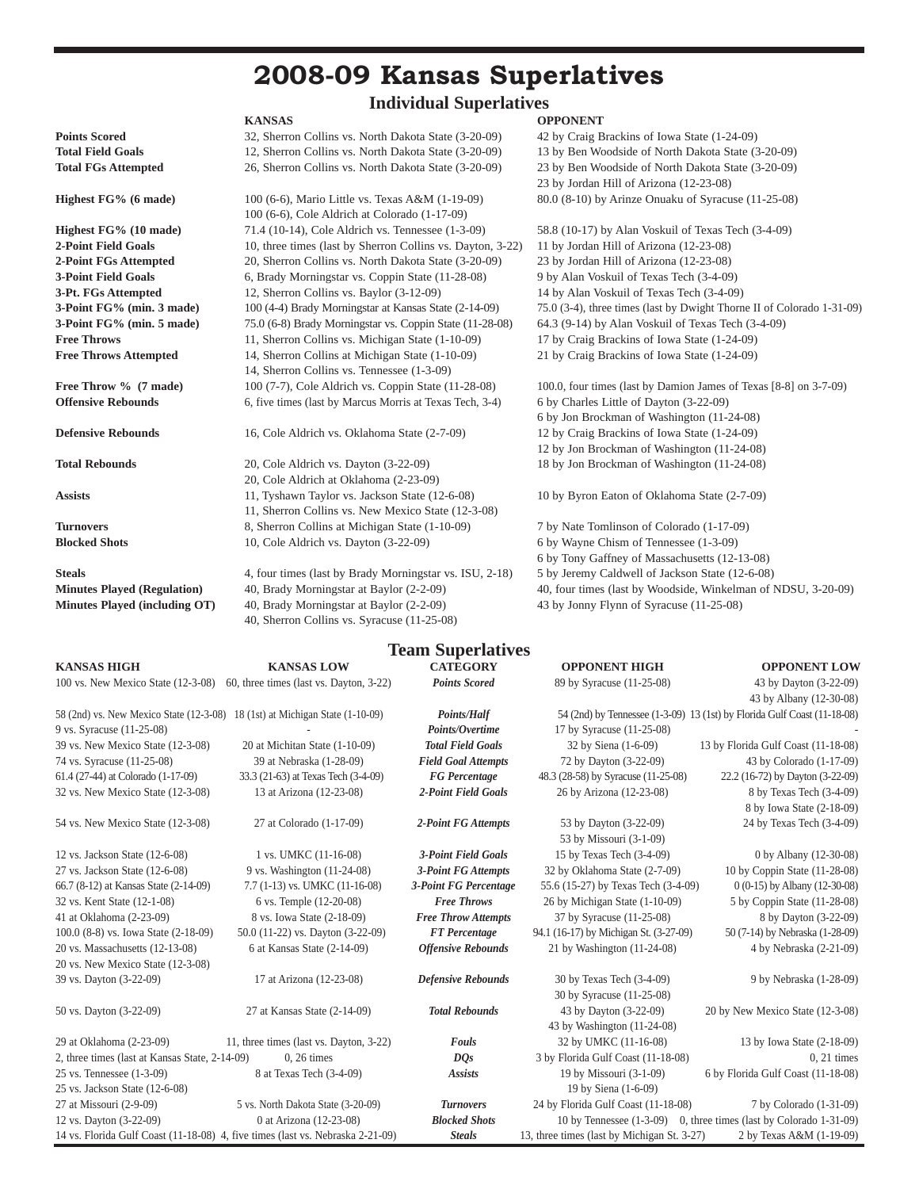# 2008-09 Kansas Superlatives

## Individual Superlatives

| | KANSAS | OPPONENT |
|---|---|---|
| **Points Scored** | 32, Sherron Collins vs. North Dakota State (3-20-09) | 42 by Craig Brackins of Iowa State (1-24-09) |
| **Total Field Goals** | 12, Sherron Collins vs. North Dakota State (3-20-09) | 13 by Ben Woodside of North Dakota State (3-20-09) |
| **Total FGs Attempted** | 26, Sherron Collins vs. North Dakota State (3-20-09) | 23 by Ben Woodside of North Dakota State (3-20-09)<br>23 by Jordan Hill of Arizona (12-23-08) |
| **Highest FG% (6 made)** | 100 (6-6), Mario Little vs. Texas A&M (1-19-09)<br>100 (6-6), Cole Aldrich at Colorado (1-17-09) | 80.0 (8-10) by Arinze Onuaku of Syracuse (11-25-08) |
| **Highest FG% (10 made)** | 71.4 (10-14), Cole Aldrich vs. Tennessee (1-3-09) | 58.8 (10-17) by Alan Voskuil of Texas Tech (3-4-09) |
| **2-Point Field Goals** | 10, three times (last by Sherron Collins vs. Dayton, 3-22) | 11 by Jordan Hill of Arizona (12-23-08) |
| **2-Point FGs Attempted** | 20, Sherron Collins vs. North Dakota State (3-20-09) | 23 by Jordan Hill of Arizona (12-23-08) |
| **3-Point Field Goals** | 6, Brady Morningstar vs. Coppin State (11-28-08) | 9 by Alan Voskuil of Texas Tech (3-4-09) |
| **3-Pt. FGs Attempted** | 12, Sherron Collins vs. Baylor (3-12-09) | 14 by Alan Voskuil of Texas Tech (3-4-09) |
| **3-Point FG% (min. 3 made)** | 100 (4-4) Brady Morningstar at Kansas State (2-14-09) | 75.0 (3-4), three times (last by Dwight Thorne II of Colorado 1-31-09) |
| **3-Point FG% (min. 5 made)** | 75.0 (6-8) Brady Morningstar vs. Coppin State (11-28-08) | 64.3 (9-14) by Alan Voskuil of Texas Tech (3-4-09) |
| **Free Throws** | 11, Sherron Collins vs. Michigan State (1-10-09) | 17 by Craig Brackins of Iowa State (1-24-09) |
| **Free Throws Attempted** | 14, Sherron Collins at Michigan State (1-10-09)<br>14, Sherron Collins vs. Tennessee (1-3-09) | 21 by Craig Brackins of Iowa State (1-24-09) |
| **Free Throw % (7 made)** | 100 (7-7), Cole Aldrich vs. Coppin State (11-28-08) | 100.0, four times (last by Damion James of Texas [8-8] on 3-7-09) |
| **Offensive Rebounds** | 6, five times (last by Marcus Morris at Texas Tech, 3-4) | 6 by Charles Little of Dayton (3-22-09)<br>6 by Jon Brockman of Washington (11-24-08) |
| **Defensive Rebounds** | 16, Cole Aldrich vs. Oklahoma State (2-7-09) | 12 by Craig Brackins of Iowa State (1-24-09)<br>12 by Jon Brockman of Washington (11-24-08) |
| **Total Rebounds** | 20, Cole Aldrich vs. Dayton (3-22-09)<br>20, Cole Aldrich at Oklahoma (2-23-09) | 18 by Jon Brockman of Washington (11-24-08) |
| **Assists** | 11, Tyshawn Taylor vs. Jackson State (12-6-08)<br>11, Sherron Collins vs. New Mexico State (12-3-08) | 10 by Byron Eaton of Oklahoma State (2-7-09) |
| **Turnovers** | 8, Sherron Collins at Michigan State (1-10-09) | 7 by Nate Tomlinson of Colorado (1-17-09) |
| **Blocked Shots** | 10, Cole Aldrich vs. Dayton (3-22-09) | 6 by Wayne Chism of Tennessee (1-3-09)<br>6 by Tony Gaffney of Massachusetts (12-13-08) |
| **Steals** | 4, four times (last by Brady Morningstar vs. ISU, 2-18) | 5 by Jeremy Caldwell of Jackson State (12-6-08) |
| **Minutes Played (Regulation)** | 40, Brady Morningstar at Baylor (2-2-09) | 40, four times (last by Woodside, Winkelman of NDSU, 3-20-09) |
| **Minutes Played (including OT)** | 40, Brady Morningstar at Baylor (2-2-09)<br>40, Sherron Collins vs. Syracuse (11-25-08) | 43 by Jonny Flynn of Syracuse (11-25-08) |

## Team Superlatives

| KANSAS HIGH | KANSAS LOW | CATEGORY | OPPONENT HIGH | OPPONENT LOW |
|---|---|---|---|---|
| 100 vs. New Mexico State (12-3-08) | 60, three times (last vs. Dayton, 3-22) | *Points Scored* | 89 by Syracuse (11-25-08) | 43 by Dayton (3-22-09)<br>43 by Albany (12-30-08) |
| 58 (2nd) vs. New Mexico State (12-3-08) | 18 (1st) at Michigan State (1-10-09) | *Points/Half* | 54 (2nd) by Tennessee (1-3-09) | 13 (1st) by Florida Gulf Coast (11-18-08) |
| 9 vs. Syracuse (11-25-08) | - | *Points/Overtime* | 17 by Syracuse (11-25-08) | - |
| 39 vs. New Mexico State (12-3-08) | 20 at Michitan State (1-10-09) | *Total Field Goals* | 32 by Siena (1-6-09) | 13 by Florida Gulf Coast (11-18-08) |
| 74 vs. Syracuse (11-25-08) | 39 at Nebraska (1-28-09) | *Field Goal Attempts* | 72 by Dayton (3-22-09) | 43 by Colorado (1-17-09) |
| 61.4 (27-44) at Colorado (1-17-09) | 33.3 (21-63) at Texas Tech (3-4-09) | *FG Percentage* | 48.3 (28-58) by Syracuse (11-25-08) | 22.2 (16-72) by Dayton (3-22-09) |
| 32 vs. New Mexico State (12-3-08) | 13 at Arizona (12-23-08) | *2-Point Field Goals* | 26 by Arizona (12-23-08) | 8 by Texas Tech (3-4-09)<br>8 by Iowa State (2-18-09) |
| 54 vs. New Mexico State (12-3-08) | 27 at Colorado (1-17-09) | *2-Point FG Attempts* | 53 by Dayton (3-22-09)<br>53 by Missouri (3-1-09) | 24 by Texas Tech (3-4-09) |
| 12 vs. Jackson State (12-6-08) | 1 vs. UMKC (11-16-08) | *3-Point Field Goals* | 15 by Texas Tech (3-4-09) | 0 by Albany (12-30-08) |
| 27 vs. Jackson State (12-6-08) | 9 vs. Washington (11-24-08) | *3-Point FG Attempts* | 32 by Oklahoma State (2-7-09) | 10 by Coppin State (11-28-08) |
| 66.7 (8-12) at Kansas State (2-14-09) | 7.7 (1-13) vs. UMKC (11-16-08) | *3-Point FG Percentage* | 55.6 (15-27) by Texas Tech (3-4-09) | 0 (0-15) by Albany (12-30-08) |
| 32 vs. Kent State (12-1-08) | 6 vs. Temple (12-20-08) | *Free Throws* | 26 by Michigan State (1-10-09) | 5 by Coppin State (11-28-08) |
| 41 at Oklahoma (2-23-09) | 8 vs. Iowa State (2-18-09) | *Free Throw Attempts* | 37 by Syracuse (11-25-08) | 8 by Dayton (3-22-09) |
| 100.0 (8-8) vs. Iowa State (2-18-09) | 50.0 (11-22) vs. Dayton (3-22-09) | *FT Percentage* | 94.1 (16-17) by Michigan St. (3-27-09) | 50 (7-14) by Nebraska (1-28-09) |
| 20 vs. Massachusetts (12-13-08)<br>20 vs. New Mexico State (12-3-08) | 6 at Kansas State (2-14-09) | *Offensive Rebounds* | 21 by Washington (11-24-08) | 4 by Nebraska (2-21-09) |
| 39 vs. Dayton (3-22-09) | 17 at Arizona (12-23-08) | *Defensive Rebounds* | 30 by Texas Tech (3-4-09)<br>30 by Syracuse (11-25-08) | 9 by Nebraska (1-28-09) |
| 50 vs. Dayton (3-22-09) | 27 at Kansas State (2-14-09) | *Total Rebounds* | 43 by Dayton (3-22-09)<br>43 by Washington (11-24-08) | 20 by New Mexico State (12-3-08) |
| 29 at Oklahoma (2-23-09) | 11, three times (last vs. Dayton, 3-22) | *Fouls* | 32 by UMKC (11-16-08) | 13 by Iowa State (2-18-09) |
| 2, three times (last at Kansas State, 2-14-09) | 0, 26 times | *DQs* | 3 by Florida Gulf Coast (11-18-08) | 0, 21 times |
| 25 vs. Tennessee (1-3-09)<br>25 vs. Jackson State (12-6-08) | 8 at Texas Tech (3-4-09) | *Assists* | 19 by Missouri (3-1-09)<br>19 by Siena (1-6-09) | 6 by Florida Gulf Coast (11-18-08) |
| 27 at Missouri (2-9-09) | 5 vs. North Dakota State (3-20-09) | *Turnovers* | 24 by Florida Gulf Coast (11-18-08) | 7 by Colorado (1-31-09) |
| 12 vs. Dayton (3-22-09) | 0 at Arizona (12-23-08) | *Blocked Shots* | 10 by Tennessee (1-3-09) | 0, three times (last by Colorado 1-31-09) |
| 14 vs. Florida Gulf Coast (11-18-08) | 4, five times (last vs. Nebraska 2-21-09) | *Steals* | 13, three times (last by Michigan St. 3-27) | 2 by Texas A&M (1-19-09) |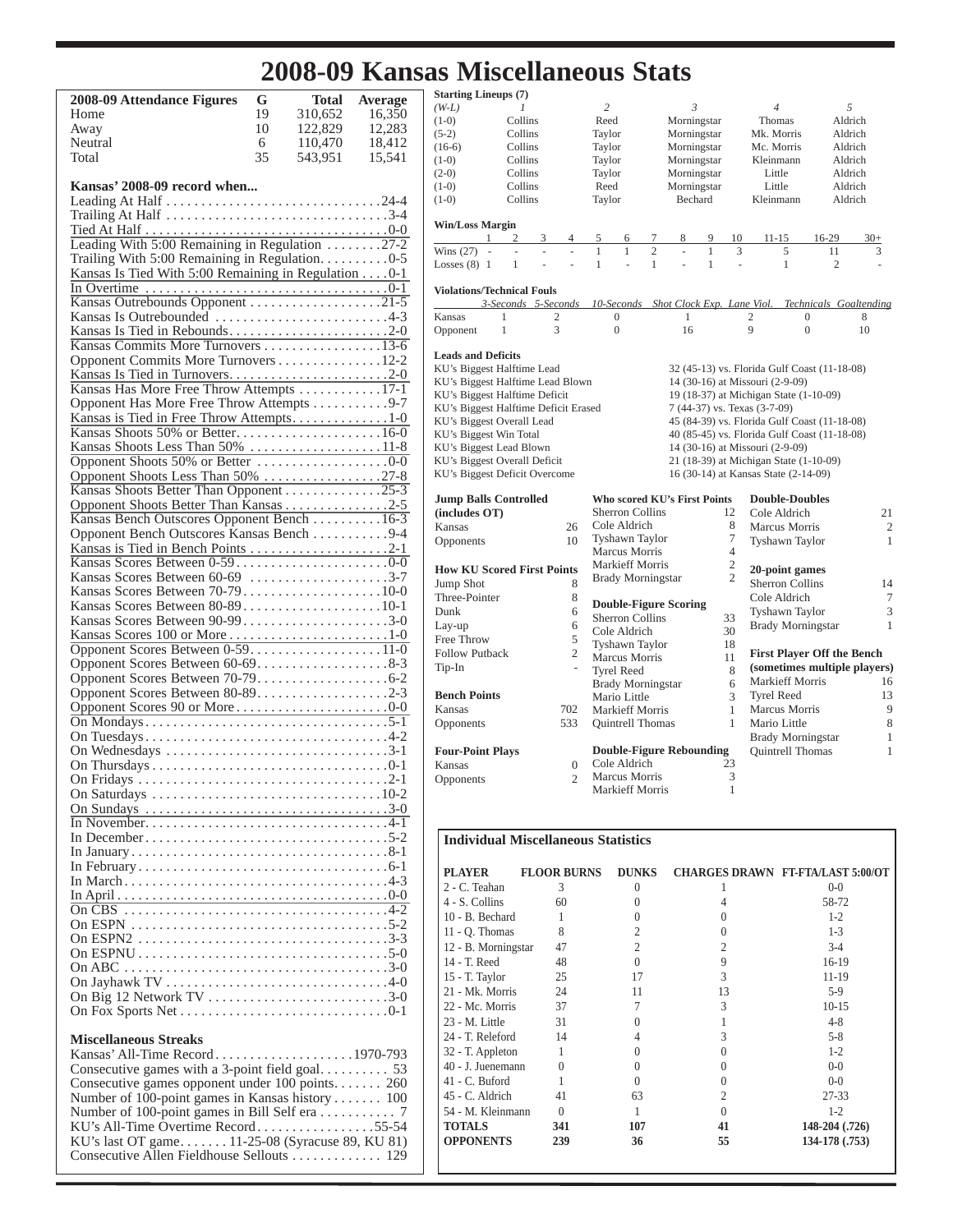# 2008-09 Kansas Miscellaneous Stats

| 2008-09 Attendance Figures | G | Total | Average |
|---|---|---|---|
| Home | 19 | 310,652 | 16,350 |
| Away | 10 | 122,829 | 12,283 |
| Neutral | 6 | 110,470 | 18,412 |
| Total | 35 | 543,951 | 15,541 |

**Kansas' 2008-09 record when...**

| Situation | Record |
|---|---|
| Leading At Half | 24-4 |
| Trailing At Half | 3-4 |
| Tied At Half | 0-0 |
| Leading With 5:00 Remaining in Regulation | 27-2 |
| Trailing With 5:00 Remaining in Regulation | 0-5 |
| Kansas Is Tied With 5:00 Remaining in Regulation | 0-1 |
| In Overtime | 0-1 |
| Kansas Outrebounds Opponent | 21-5 |
| Kansas Is Outrebounded | 4-3 |
| Kansas Is Tied in Rebounds | 2-0 |
| Kansas Commits More Turnovers | 13-6 |
| Opponent Commits More Turnovers | 12-2 |
| Kansas Is Tied in Turnovers | 2-0 |
| Kansas Has More Free Throw Attempts | 17-1 |
| Opponent Has More Free Throw Attempts | 9-7 |
| Kansas is Tied in Free Throw Attempts | 1-0 |
| Kansas Shoots 50% or Better | 16-0 |
| Kansas Shoots Less Than 50% | 11-8 |
| Opponent Shoots 50% or Better | 0-0 |
| Opponent Shoots Less Than 50% | 27-8 |
| Kansas Shoots Better Than Opponent | 25-3 |
| Opponent Shoots Better Than Kansas | 2-5 |
| Kansas Bench Outscores Opponent Bench | 16-3 |
| Opponent Bench Outscores Kansas Bench | 9-4 |
| Kansas is Tied in Bench Points | 2-1 |
| Kansas Scores Between 0-59 | 0-0 |
| Kansas Scores Between 60-69 | 3-7 |
| Kansas Scores Between 70-79 | 10-0 |
| Kansas Scores Between 80-89 | 10-1 |
| Kansas Scores Between 90-99 | 3-0 |
| Kansas Scores 100 or More | 1-0 |
| Opponent Scores Between 0-59 | 11-0 |
| Opponent Scores Between 60-69 | 8-3 |
| Opponent Scores Between 70-79 | 6-2 |
| Opponent Scores Between 80-89 | 2-3 |
| Opponent Scores 90 or More | 0-0 |
| On Mondays | 5-1 |
| On Tuesdays | 4-2 |
| On Wednesdays | 3-1 |
| On Thursdays | 0-1 |
| On Fridays | 2-1 |
| On Saturdays | 10-2 |
| On Sundays | 3-0 |
| In November | 4-1 |
| In December | 5-2 |
| In January | 8-1 |
| In February | 6-1 |
| In March | 4-3 |
| In April | 0-0 |
| On CBS | 4-2 |
| On ESPN | 5-2 |
| On ESPN2 | 3-3 |
| On ESPNU | 5-0 |
| On ABC | 3-0 |
| On Jayhawk TV | 4-0 |
| On Big 12 Network TV | 3-0 |
| On Fox Sports Net | 0-1 |

**Miscellaneous Streaks**

| Streak | |
|---|---|
| Kansas' All-Time Record | 1970-793 |
| Consecutive games with a 3-point field goal | 53 |
| Consecutive games opponent under 100 points | 260 |
| Number of 100-point games in Kansas history | 100 |
| Number of 100-point games in Bill Self era | 7 |
| KU's All-Time Overtime Record | 55-54 |
| KU's last OT game | 11-25-08 (Syracuse 89, KU 81) |
| Consecutive Allen Fieldhouse Sellouts | 129 |

**Starting Lineups (7)**

| *(W-L)* | *1* | *2* | *3* | *4* | *5* |
|---|---|---|---|---|---|
| (1-0) | Collins | Reed | Morningstar | Thomas | Aldrich |
| (5-2) | Collins | Taylor | Morningstar | Mk. Morris | Aldrich |
| (16-6) | Collins | Taylor | Morningstar | Mc. Morris | Aldrich |
| (1-0) | Collins | Taylor | Morningstar | Kleinmann | Aldrich |
| (2-0) | Collins | Taylor | Morningstar | Little | Aldrich |
| (1-0) | Collins | Reed | Morningstar | Little | Aldrich |
| (1-0) | Collins | Taylor | Bechard | Kleinmann | Aldrich |

**Win/Loss Margin**

| | 1 | 2 | 3 | 4 | 5 | 6 | 7 | 8 | 9 | 10 | 11-15 | 16-29 | 30+ |
|---|---|---|---|---|---|---|---|---|---|---|---|---|---|
| Wins (27) | - | - | - | - | 1 | 1 | 2 | - | 1 | 3 | 5 | 11 | 3 |
| Losses (8) | 1 | 1 | - | - | 1 | - | 1 | - | 1 | - | 1 | 2 | - |

**Violations/Technical Fouls**

| | *3-Seconds* | *5-Seconds* | *10-Seconds* | *Shot Clock Exp.* | *Lane Viol.* | *Technicals* | *Goaltending* |
|---|---|---|---|---|---|---|---|
| Kansas | 1 | 2 | 0 | 1 | 2 | 0 | 8 |
| Opponent | 1 | 3 | 0 | 16 | 9 | 0 | 10 |

**Leads and Deficits**

| | |
|---|---|
| KU's Biggest Halftime Lead | 32 (45-13) vs. Florida Gulf Coast (11-18-08) |
| KU's Biggest Halftime Lead Blown | 14 (30-16) at Missouri (2-9-09) |
| KU's Biggest Halftime Deficit | 19 (18-37) at Michigan State (1-10-09) |
| KU's Biggest Halftime Deficit Erased | 7 (44-37) vs. Texas (3-7-09) |
| KU's Biggest Overall Lead | 45 (84-39) vs. Florida Gulf Coast (11-18-08) |
| KU's Biggest Win Total | 40 (85-45) vs. Florida Gulf Coast (11-18-08) |
| KU's Biggest Lead Blown | 14 (30-16) at Missouri (2-9-09) |
| KU's Biggest Overall Deficit | 21 (18-39) at Michigan State (1-10-09) |
| KU's Biggest Deficit Overcome | 16 (30-14) at Kansas State (2-14-09) |

**Jump Balls Controlled (includes OT)**

| | |
|---|---|
| Kansas | 26 |
| Opponents | 10 |

**How KU Scored First Points**

| | |
|---|---|
| Jump Shot | 8 |
| Three-Pointer | 8 |
| Dunk | 6 |
| Lay-up | 6 |
| Free Throw | 5 |
| Follow Putback | 2 |
| Tip-In | - |

**Bench Points**

| | |
|---|---|
| Kansas | 702 |
| Opponents | 533 |

**Four-Point Plays**

| | |
|---|---|
| Kansas | 0 |
| Opponents | 2 |

**Who scored KU's First Points**

| | |
|---|---|
| Sherron Collins | 12 |
| Cole Aldrich | 8 |
| Tyshawn Taylor | 7 |
| Marcus Morris | 4 |
| Markieff Morris | 2 |
| Brady Morningstar | 2 |

**Double-Figure Scoring**

| | |
|---|---|
| Sherron Collins | 33 |
| Cole Aldrich | 30 |
| Tyshawn Taylor | 18 |
| Marcus Morris | 11 |
| Tyrel Reed | 8 |
| Brady Morningstar | 6 |
| Mario Little | 3 |
| Markieff Morris | 1 |
| Quintrell Thomas | 1 |

**Double-Figure Rebounding**

| | |
|---|---|
| Cole Aldrich | 23 |
| Marcus Morris | 3 |
| Markieff Morris | 1 |

**Double-Doubles**

| | |
|---|---|
| Cole Aldrich | 21 |
| Marcus Morris | 2 |
| Tyshawn Taylor | 1 |

**20-point games**

| | |
|---|---|
| Sherron Collins | 14 |
| Cole Aldrich | 7 |
| Tyshawn Taylor | 3 |
| Brady Morningstar | 1 |

**First Player Off the Bench (sometimes multiple players)**

| | |
|---|---|
| Markieff Morris | 16 |
| Tyrel Reed | 13 |
| Marcus Morris | 9 |
| Mario Little | 8 |
| Brady Morningstar | 1 |
| Quintrell Thomas | 1 |

**Individual Miscellaneous Statistics**

| PLAYER | FLOOR BURNS | DUNKS | CHARGES DRAWN | FT-FTA/LAST 5:00/OT |
|---|---|---|---|---|
| 2 - C. Teahan | 3 | 0 | 1 | 0-0 |
| 4 - S. Collins | 60 | 0 | 4 | 58-72 |
| 10 - B. Bechard | 1 | 0 | 0 | 1-2 |
| 11 - Q. Thomas | 8 | 2 | 0 | 1-3 |
| 12 - B. Morningstar | 47 | 2 | 2 | 3-4 |
| 14 - T. Reed | 48 | 0 | 9 | 16-19 |
| 15 - T. Taylor | 25 | 17 | 3 | 11-19 |
| 21 - Mk. Morris | 24 | 11 | 13 | 5-9 |
| 22 - Mc. Morris | 37 | 7 | 3 | 10-15 |
| 23 - M. Little | 31 | 0 | 1 | 4-8 |
| 24 - T. Releford | 14 | 4 | 3 | 5-8 |
| 32 - T. Appleton | 1 | 0 | 0 | 1-2 |
| 40 - J. Juenemann | 0 | 0 | 0 | 0-0 |
| 41 - C. Buford | 1 | 0 | 0 | 0-0 |
| 45 - C. Aldrich | 41 | 63 | 2 | 27-33 |
| 54 - M. Kleinmann | 0 | 1 | 0 | 1-2 |
| **TOTALS** | **341** | **107** | **41** | **148-204 (.726)** |
| **OPPONENTS** | **239** | **36** | **55** | **134-178 (.753)** |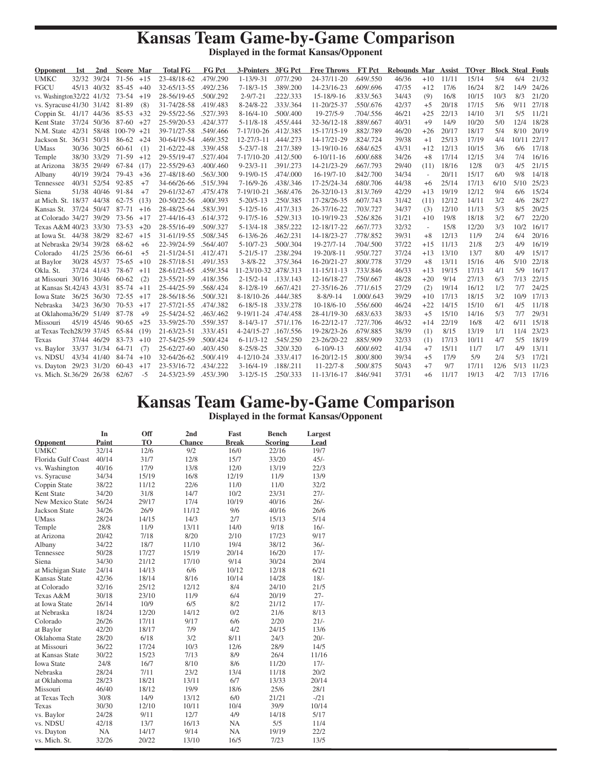# Kansas Team Game-by-Game Comparison

**Displayed in the format Kansas/Opponent**

| Opponent | 1st | 2nd | Score | Mar | Total FG | FG Pct | 3-Pointers | 3FG Pct | Free Throws | FT Pct | Rebounds | Mar | Assist | TOver | Block | Steal | Fouls |
|---|---|---|---|---|---|---|---|---|---|---|---|---|---|---|---|---|---|
| UMKC | 32/32 | 39/24 | 71-56 | +15 | 23-48/18-62 | .479/.290 | 1-13/9-31 | .077/.290 | 24-37/11-20 | .649/.550 | 46/36 | +10 | 11/11 | 15/14 | 5/4 | 6/4 | 21/32 |
| FGCU | 45/13 | 40/32 | 85-45 | +40 | 32-65/13-55 | .492/.236 | 7-18/3-15 | .389/.200 | 14-23/16-23 | .609/.696 | 47/35 | +12 | 17/6 | 16/24 | 8/2 | 14/9 | 24/26 |
| vs. Washington | 32/22 | 41/32 | 73-54 | +19 | 28-56/19-65 | .500/.292 | 2-9/7-21 | .222/.333 | 15-18/9-16 | .833/.563 | 34/43 | (9) | 16/8 | 10/15 | 10/3 | 8/3 | 21/20 |
| vs. Syracuse | 41/30 | 31/42 | 81-89 | (8) | 31-74/28-58 | .419/.483 | 8-24/8-22 | .333/.364 | 11-20/25-37 | .550/.676 | 42/37 | +5 | 20/18 | 17/15 | 5/6 | 9/11 | 27/18 |
| Coppin St. | 41/17 | 44/36 | 85-53 | +32 | 29-55/22-56 | .527/.393 | 8-16/4-10 | .500/.400 | 19-27/5-9 | .704/.556 | 46/21 | +25 | 22/13 | 14/10 | 3/1 | 5/5 | 11/21 |
| Kent State | 37/24 | 50/36 | 87-60 | +27 | 25-59/20-53 | .424/.377 | 5-11/8-18 | .455/.444 | 32-36/12-18 | .889/.667 | 40/31 | +9 | 14/9 | 10/20 | 5/0 | 12/4 | 18/28 |
| N.M. State | 42/31 | 58/48 | 100-79 | +21 | 39-71/27-58 | .549/.466 | 7-17/10-26 | .412/.385 | 15-17/15-19 | .882/.789 | 46/20 | +26 | 20/17 | 18/17 | 5/4 | 8/10 | 20/19 |
| Jackson St. | 36/31 | 50/31 | 86-62 | +24 | 30-64/19-54 | .469/.352 | 12-27/3-11 | .444/.273 | 14-17/21-29 | .824/.724 | 39/38 | +1 | 25/13 | 17/19 | 4/4 | 10/11 | 22/17 |
| UMass | 30/36 | 30/25 | 60-61 | (1) | 21-62/22-48 | .339/.458 | 5-23/7-18 | .217/.389 | 13-19/10-16 | .684/.625 | 43/31 | +12 | 12/13 | 10/15 | 3/6 | 6/6 | 17/18 |
| Temple | 38/30 | 33/29 | 71-59 | +12 | 29-55/19-47 | .527/.404 | 7-17/10-20 | .412/.500 | 6-10/11-16 | .600/.688 | 34/26 | +8 | 17/14 | 12/15 | 3/4 | 7/4 | 16/16 |
| at Arizona | 38/35 | 29/49 | 67-84 | (17) | 22-55/29-63 | .400/.460 | 9-23/3-11 | .391/.273 | 14-21/23-29 | .667/.793 | 29/40 | (11) | 18/16 | 12/8 | 0/3 | 4/5 | 21/15 |
| Albany | 40/19 | 39/24 | 79-43 | +36 | 27-48/18-60 | .563/.300 | 9-19/0-15 | .474/.000 | 16-19/7-10 | .842/.700 | 34/34 | - | 20/11 | 15/17 | 6/0 | 9/8 | 14/18 |
| Tennessee | 40/31 | 52/54 | 92-85 | +7 | 34-66/26-66 | .515/.394 | 7-16/9-26 | .438/.346 | 17-25/24-34 | .680/.706 | 44/38 | +6 | 25/14 | 17/13 | 6/10 | 5/10 | 25/23 |
| Siena | 51/38 | 40/46 | 91-84 | +7 | 29-61/32-67 | .475/.478 | 7-19/10-21 | .368/.476 | 26-32/10-13 | .813/.769 | 42/29 | +13 | 19/19 | 12/12 | 9/4 | 6/6 | 15/24 |
| at Mich. St. | 18/37 | 44/38 | 62-75 | (13) | 20-50/22-56 | .400/.393 | 5-20/5-13 | .250/.385 | 17-28/26-35 | .607/.743 | 31/42 | (11) | 12/12 | 14/11 | 3/2 | 4/6 | 28/27 |
| Kansas St. | 37/24 | 50/47 | 87-71 | +16 | 28-48/25-64 | .583/.391 | 5-12/5-16 | .417/.313 | 26-37/16-22 | .703/.727 | 34/37 | (3) | 12/10 | 11/13 | 5/3 | 8/5 | 20/25 |
| at Colorado | 34/27 | 39/29 | 73-56 | +17 | 27-44/16-43 | .614/.372 | 9-17/5-16 | .529/.313 | 10-19/19-23 | .526/.826 | 31/21 | +10 | 19/8 | 18/18 | 3/2 | 6/7 | 22/20 |
| Texas A&M | 40/23 | 33/30 | 73-53 | +20 | 28-55/16-49 | .509/.327 | 5-13/4-18 | .385/.222 | 12-18/17-22 | .667/.773 | 32/32 | - | 15/8 | 12/20 | 3/3 | 10/2 | 16/17 |
| at Iowa St. | 44/38 | 38/29 | 82-67 | +15 | 31-61/19-55 | .508/.345 | 6-13/6-26 | .462/.231 | 14-18/23-27 | .778/.852 | 39/31 | +8 | 12/13 | 11/9 | 2/4 | 6/4 | 20/16 |
| at Nebraska | 29/34 | 39/28 | 68-62 | +6 | 22-39/24-59 | .564/.407 | 5-10/7-23 | .500/.304 | 19-27/7-14 | .704/.500 | 37/22 | +15 | 11/13 | 21/8 | 2/3 | 4/9 | 16/19 |
| Colorado | 41/25 | 25/36 | 66-61 | +5 | 21-51/24-51 | .412/.471 | 5-21/5-17 | .238/.294 | 19-20/8-11 | .950/.727 | 37/24 | +13 | 13/10 | 13/7 | 8/0 | 4/9 | 15/17 |
| at Baylor | 30/28 | 45/37 | 75-65 | +10 | 28-57/18-51 | .491/.353 | 3-8/8-22 | .375/.364 | 16-20/21-27 | .800/.778 | 37/29 | +8 | 13/11 | 15/16 | 4/6 | 5/10 | 22/18 |
| Okla. St. | 37/24 | 41/43 | 78-67 | +11 | 28-61/23-65 | .459/.354 | 11-23/10-32 | .478/.313 | 11-15/11-13 | .733/.846 | 46/33 | +13 | 19/15 | 17/13 | 4/1 | 5/9 | 16/17 |
| at Missouri | 30/16 | 30/46 | 60-62 | (2) | 23-55/21-59 | .418/.356 | 2-15/2-14 | .133/.143 | 12-16/18-27 | .750/.667 | 48/28 | +20 | 9/14 | 27/13 | 6/3 | 7/13 | 22/15 |
| at Kansas St. | 42/43 | 43/31 | 85-74 | +11 | 25-44/25-59 | .568/.424 | 8-12/8-19 | .667/.421 | 27-35/16-26 | .771/.615 | 27/29 | (2) | 19/14 | 16/12 | 1/2 | 7/7 | 24/25 |
| Iowa State | 36/25 | 36/30 | 72-55 | +17 | 28-56/18-56 | .500/.321 | 8-18/10-26 | .444/.385 | 8-8/9-14 | 1.000/.643 | 39/29 | +10 | 17/13 | 18/15 | 3/2 | 10/9 | 17/13 |
| Nebraska | 34/23 | 36/30 | 70-53 | +17 | 27-57/21-55 | .474/.382 | 6-18/5-18 | .333/.278 | 10-18/6-10 | .556/.600 | 46/24 | +22 | 14/15 | 15/10 | 6/1 | 4/5 | 11/18 |
| at Oklahoma | 36/29 | 51/49 | 87-78 | +9 | 25-54/24-52 | .463/.462 | 9-19/11-24 | .474/.458 | 28-41/19-30 | .683/.633 | 38/33 | +5 | 15/10 | 14/16 | 5/3 | 7/7 | 29/31 |
| Missouri | 45/19 | 45/46 | 90-65 | +25 | 33-59/25-70 | .559/.357 | 8-14/3-17 | .571/.176 | 16-22/12-17 | .727/.706 | 46/32 | +14 | 22/19 | 16/8 | 4/2 | 6/11 | 15/18 |
| at Texas Tech | 28/39 | 37/45 | 65-84 | (19) | 21-63/23-51 | .333/.451 | 4-24/15-27 | .167/.556 | 19-28/23-26 | .679/.885 | 38/39 | (1) | 8/15 | 13/19 | 1/1 | 11/4 | 23/23 |
| Texas | 37/44 | 46/29 | 83-73 | +10 | 27-54/25-59 | .500/.424 | 6-11/3-12 | .545/.250 | 23-26/20-22 | .885/.909 | 32/33 | (1) | 17/13 | 10/11 | 4/7 | 5/5 | 18/19 |
| vs. Baylor | 33/37 | 31/34 | 64-71 | (7) | 25-62/27-60 | .403/.450 | 8-25/8-25 | .320/.320 | 6-10/9-13 | .600/.692 | 41/34 | +7 | 15/11 | 11/7 | 1/7 | 4/9 | 13/11 |
| vs. NDSU | 43/34 | 41/40 | 84-74 | +10 | 32-64/26-62 | .500/.419 | 4-12/10-24 | .333/.417 | 16-20/12-15 | .800/.800 | 39/34 | +5 | 17/9 | 5/9 | 2/4 | 5/3 | 17/21 |
| vs. Dayton | 29/23 | 31/20 | 60-43 | +17 | 23-53/16-72 | .434/.222 | 3-16/4-19 | .188/.211 | 11-22/7-8 | .500/.875 | 50/43 | +7 | 9/7 | 17/11 | 12/6 | 5/13 | 11/23 |
| vs. Mich. St. | 36/29 | 26/38 | 62/67 | -5 | 24-53/23-59 | .453/.390 | 3-12/5-15 | .250/.333 | 11-13/16-17 | .846/.941 | 37/31 | +6 | 11/17 | 19/13 | 4/2 | 7/13 | 17/16 |

# Kansas Team Game-by-Game Comparison

**Displayed in the format Kansas/Opponent**

| Opponent | In Paint | Off TO | 2nd Chance | Fast Break | Bench Scoring | Largest Lead |
|---|---|---|---|---|---|---|
| UMKC | 32/14 | 12/6 | 9/2 | 16/0 | 22/16 | 19/7 |
| Florida Gulf Coast | 40/14 | 31/7 | 12/8 | 15/7 | 33/20 | 45/- |
| vs. Washington | 40/16 | 17/9 | 13/8 | 12/0 | 13/19 | 22/3 |
| vs. Syracuse | 34/34 | 15/19 | 16/8 | 12/19 | 11/9 | 13/9 |
| Coppin State | 38/22 | 11/12 | 22/6 | 11/0 | 11/0 | 32/2 |
| Kent State | 34/20 | 31/8 | 14/7 | 10/2 | 23/31 | 27/- |
| New Mexico State | 56/24 | 29/17 | 17/4 | 10/19 | 40/16 | 26/- |
| Jackson State | 34/26 | 26/9 | 11/12 | 9/6 | 40/16 | 26/6 |
| UMass | 28/24 | 14/15 | 14/3 | 2/7 | 15/13 | 5/14 |
| Temple | 28/8 | 11/9 | 13/11 | 14/0 | 9/18 | 16/- |
| at Arizona | 20/42 | 7/18 | 8/20 | 2/10 | 17/23 | 9/17 |
| Albany | 34/22 | 18/7 | 11/10 | 19/4 | 38/12 | 36/- |
| Tennessee | 50/28 | 17/27 | 15/19 | 20/14 | 16/20 | 17/- |
| Siena | 34/30 | 21/12 | 17/10 | 9/14 | 30/24 | 20/4 |
| at Michigan State | 24/14 | 14/13 | 6/6 | 10/12 | 12/18 | 6/21 |
| Kansas State | 42/36 | 18/14 | 8/16 | 10/14 | 14/28 | 18/- |
| at Colorado | 32/16 | 25/12 | 12/12 | 8/4 | 24/10 | 21/5 |
| Texas A&M | 30/18 | 23/10 | 11/9 | 6/4 | 20/19 | 27- |
| at Iowa State | 26/14 | 10/9 | 6/5 | 8/2 | 21/12 | 17/- |
| at Nebraska | 18/24 | 12/20 | 14/12 | 0/2 | 21/6 | 8/13 |
| Colorado | 26/26 | 17/11 | 9/17 | 6/6 | 2/20 | 21/- |
| at Baylor | 42/20 | 18/17 | 7/9 | 4/2 | 24/15 | 13/6 |
| Oklahoma State | 28/20 | 6/18 | 3/2 | 8/11 | 24/3 | 20/- |
| at Missouri | 36/22 | 17/24 | 10/3 | 12/6 | 28/9 | 14/5 |
| at Kansas State | 30/22 | 15/23 | 7/13 | 8/9 | 26/4 | 11/16 |
| Iowa State | 24/8 | 16/7 | 8/10 | 8/6 | 11/20 | 17/- |
| Nebraska | 28/24 | 7/11 | 23/2 | 13/4 | 11/18 | 20/2 |
| at Oklahoma | 28/23 | 18/21 | 13/11 | 6/7 | 13/33 | 20/14 |
| Missouri | 46/40 | 18/12 | 19/9 | 18/6 | 25/6 | 28/1 |
| at Texas Tech | 30/8 | 14/9 | 13/12 | 6/0 | 21/21 | -/21 |
| Texas | 30/30 | 12/10 | 10/11 | 10/4 | 39/9 | 10/14 |
| vs. Baylor | 24/28 | 9/11 | 12/7 | 4/9 | 14/18 | 5/17 |
| vs. NDSU | 42/18 | 13/7 | 16/13 | NA | 5/5 | 11/4 |
| vs. Dayton | NA | 14/17 | 9/14 | NA | 19/19 | 22/2 |
| vs. Mich. St. | 32/26 | 20/22 | 13/10 | 16/5 | 7/23 | 13/5 |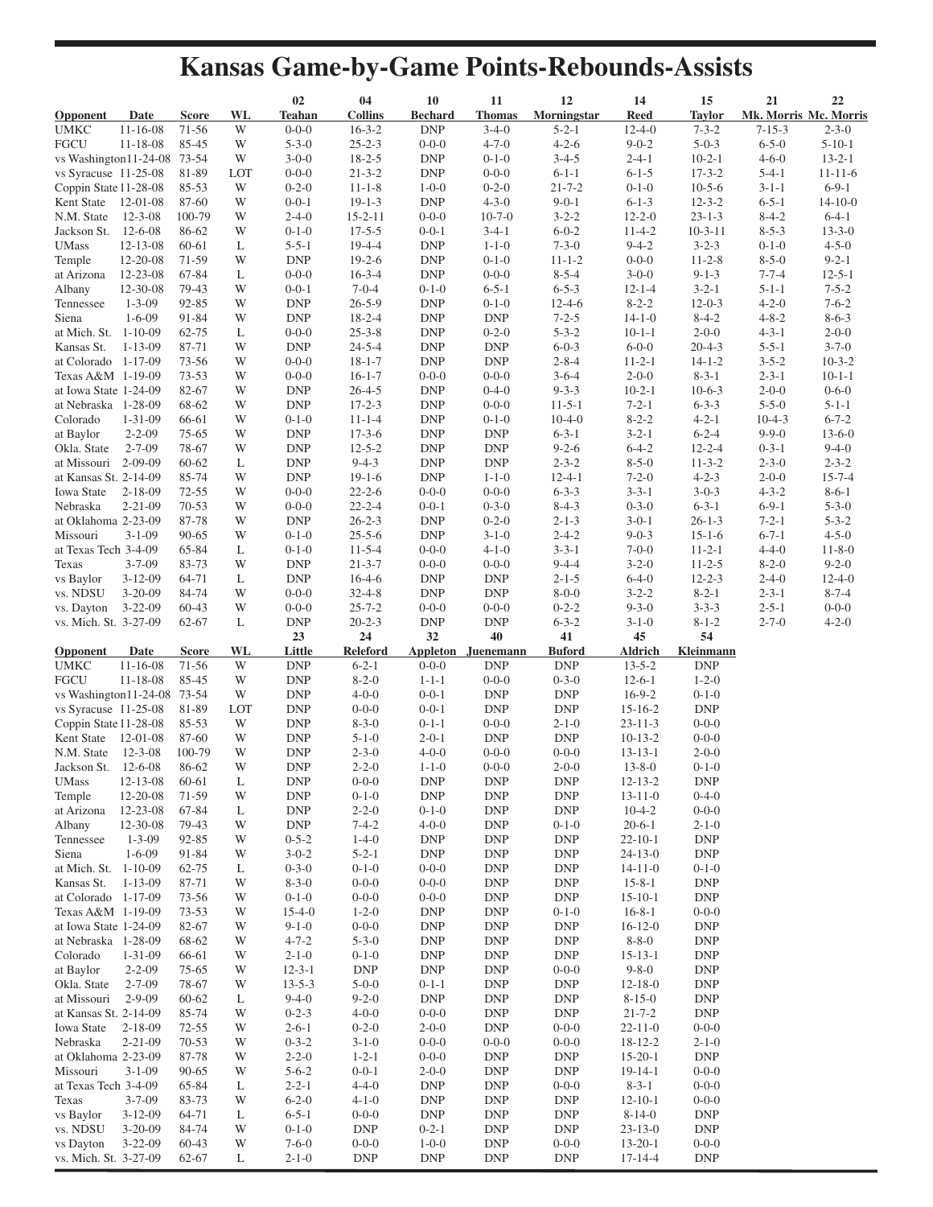# Kansas Game-by-Game Points-Rebounds-Assists

| Opponent | Date | Score | WL | 02 Teahan | 04 Collins | 10 Bechard | 11 Thomas | 12 Morningstar | 14 Reed | 15 Taylor | 21 Mk. Morris | 22 Mc. Morris |
|---|---|---|---|---|---|---|---|---|---|---|---|---|
| UMKC | 11-16-08 | 71-56 | W | 0-0-0 | 16-3-2 | DNP | 3-4-0 | 5-2-1 | 12-4-0 | 7-3-2 | 7-15-3 | 2-3-0 |
| FGCU | 11-18-08 | 85-45 | W | 5-3-0 | 25-2-3 | 0-0-0 | 4-7-0 | 4-2-6 | 9-0-2 | 5-0-3 | 6-5-0 | 5-10-1 |
| vs Washington | 11-24-08 | 73-54 | W | 3-0-0 | 18-2-5 | DNP | 0-1-0 | 3-4-5 | 2-4-1 | 10-2-1 | 4-6-0 | 13-2-1 |
| vs Syracuse | 11-25-08 | 81-89 | LOT | 0-0-0 | 21-3-2 | DNP | 0-0-0 | 6-1-1 | 6-1-5 | 17-3-2 | 5-4-1 | 11-11-6 |
| Coppin State | 11-28-08 | 85-53 | W | 0-2-0 | 11-1-8 | 1-0-0 | 0-2-0 | 21-7-2 | 0-1-0 | 10-5-6 | 3-1-1 | 6-9-1 |
| Kent State | 12-01-08 | 87-60 | W | 0-0-1 | 19-1-3 | DNP | 4-3-0 | 9-0-1 | 6-1-3 | 12-3-2 | 6-5-1 | 14-10-0 |
| N.M. State | 12-3-08 | 100-79 | W | 2-4-0 | 15-2-11 | 0-0-0 | 10-7-0 | 3-2-2 | 12-2-0 | 23-1-3 | 8-4-2 | 6-4-1 |
| Jackson St. | 12-6-08 | 86-62 | W | 0-1-0 | 17-5-5 | 0-0-1 | 3-4-1 | 6-0-2 | 11-4-2 | 10-3-11 | 8-5-3 | 13-3-0 |
| UMass | 12-13-08 | 60-61 | L | 5-5-1 | 19-4-4 | DNP | 1-1-0 | 7-3-0 | 9-4-2 | 3-2-3 | 0-1-0 | 4-5-0 |
| Temple | 12-20-08 | 71-59 | W | DNP | 19-2-6 | DNP | 0-1-0 | 11-1-2 | 0-0-0 | 11-2-8 | 8-5-0 | 9-2-1 |
| at Arizona | 12-23-08 | 67-84 | L | 0-0-0 | 16-3-4 | DNP | 0-0-0 | 8-5-4 | 3-0-0 | 9-1-3 | 7-7-4 | 12-5-1 |
| Albany | 12-30-08 | 79-43 | W | 0-0-1 | 7-0-4 | 0-1-0 | 6-5-1 | 6-5-3 | 12-1-4 | 3-2-1 | 5-1-1 | 7-5-2 |
| Tennessee | 1-3-09 | 92-85 | W | DNP | 26-5-9 | DNP | 0-1-0 | 12-4-6 | 8-2-2 | 12-0-3 | 4-2-0 | 7-6-2 |
| Siena | 1-6-09 | 91-84 | W | DNP | 18-2-4 | DNP | DNP | 7-2-5 | 14-1-0 | 8-4-2 | 4-8-2 | 8-6-3 |
| at Mich. St. | 1-10-09 | 62-75 | L | 0-0-0 | 25-3-8 | DNP | 0-2-0 | 5-3-2 | 10-1-1 | 2-0-0 | 4-3-1 | 2-0-0 |
| Kansas St. | 1-13-09 | 87-71 | W | DNP | 24-5-4 | DNP | DNP | 6-0-3 | 6-0-0 | 20-4-3 | 5-5-1 | 3-7-0 |
| at Colorado | 1-17-09 | 73-56 | W | 0-0-0 | 18-1-7 | DNP | DNP | 2-8-4 | 11-2-1 | 14-1-2 | 3-5-2 | 10-3-2 |
| Texas A&M | 1-19-09 | 73-53 | W | 0-0-0 | 16-1-7 | 0-0-0 | 0-0-0 | 3-6-4 | 2-0-0 | 8-3-1 | 2-3-1 | 10-1-1 |
| at Iowa State | 1-24-09 | 82-67 | W | DNP | 26-4-5 | DNP | 0-4-0 | 9-3-3 | 10-2-1 | 10-6-3 | 2-0-0 | 0-6-0 |
| at Nebraska | 1-28-09 | 68-62 | W | DNP | 17-2-3 | DNP | 0-0-0 | 11-5-1 | 7-2-1 | 6-3-3 | 5-5-0 | 5-1-1 |
| Colorado | 1-31-09 | 66-61 | W | 0-1-0 | 11-1-4 | DNP | 0-1-0 | 10-4-0 | 8-2-2 | 4-2-1 | 10-4-3 | 6-7-2 |
| at Baylor | 2-2-09 | 75-65 | W | DNP | 17-3-6 | DNP | DNP | 6-3-1 | 3-2-1 | 6-2-4 | 9-9-0 | 13-6-0 |
| Okla. State | 2-7-09 | 78-67 | W | DNP | 12-5-2 | DNP | DNP | 9-2-6 | 6-4-2 | 12-2-4 | 0-3-1 | 9-4-0 |
| at Missouri | 2-09-09 | 60-62 | L | DNP | 9-4-3 | DNP | DNP | 2-3-2 | 8-5-0 | 11-3-2 | 2-3-0 | 2-3-2 |
| at Kansas St. | 2-14-09 | 85-74 | W | DNP | 19-1-6 | DNP | 1-1-0 | 12-4-1 | 7-2-0 | 4-2-3 | 2-0-0 | 15-7-4 |
| Iowa State | 2-18-09 | 72-55 | W | 0-0-0 | 22-2-6 | 0-0-0 | 0-0-0 | 6-3-3 | 3-3-1 | 3-0-3 | 4-3-2 | 8-6-1 |
| Nebraska | 2-21-09 | 70-53 | W | 0-0-0 | 22-2-4 | 0-0-1 | 0-3-0 | 8-4-3 | 0-3-0 | 6-3-1 | 6-9-1 | 5-3-0 |
| at Oklahoma | 2-23-09 | 87-78 | W | DNP | 26-2-3 | DNP | 0-2-0 | 2-1-3 | 3-0-1 | 26-1-3 | 7-2-1 | 5-3-2 |
| Missouri | 3-1-09 | 90-65 | W | 0-1-0 | 25-5-6 | DNP | 3-1-0 | 2-4-2 | 9-0-3 | 15-1-6 | 6-7-1 | 4-5-0 |
| at Texas Tech | 3-4-09 | 65-84 | L | 0-1-0 | 11-5-4 | 0-0-0 | 4-1-0 | 3-3-1 | 7-0-0 | 11-2-1 | 4-4-0 | 11-8-0 |
| Texas | 3-7-09 | 83-73 | W | DNP | 21-3-7 | 0-0-0 | 0-0-0 | 9-4-4 | 3-2-0 | 11-2-5 | 8-2-0 | 9-2-0 |
| vs Baylor | 3-12-09 | 64-71 | L | DNP | 16-4-6 | DNP | DNP | 2-1-5 | 6-4-0 | 12-2-3 | 2-4-0 | 12-4-0 |
| vs. NDSU | 3-20-09 | 84-74 | W | 0-0-0 | 32-4-8 | DNP | DNP | 8-0-0 | 3-2-2 | 8-2-1 | 2-3-1 | 8-7-4 |
| vs. Dayton | 3-22-09 | 60-43 | W | 0-0-0 | 25-7-2 | 0-0-0 | 0-0-0 | 0-2-2 | 9-3-0 | 3-3-3 | 2-5-1 | 0-0-0 |
| vs. Mich. St. | 3-27-09 | 62-67 | L | DNP | 20-2-3 | DNP | DNP | 6-3-2 | 3-1-0 | 8-1-2 | 2-7-0 | 4-2-0 |

| Opponent | Date | Score | WL | 23 Little | 24 Releford | 32 Appleton | 40 Juenemann | 41 Buford | 45 Aldrich | 54 Kleinmann |
|---|---|---|---|---|---|---|---|---|---|---|
| UMKC | 11-16-08 | 71-56 | W | DNP | 6-2-1 | 0-0-0 | DNP | DNP | 13-5-2 | DNP |
| FGCU | 11-18-08 | 85-45 | W | DNP | 8-2-0 | 1-1-1 | 0-0-0 | 0-3-0 | 12-6-1 | 1-2-0 |
| vs Washington | 11-24-08 | 73-54 | W | DNP | 4-0-0 | 0-0-1 | DNP | DNP | 16-9-2 | 0-1-0 |
| vs Syracuse | 11-25-08 | 81-89 | LOT | DNP | 0-0-0 | 0-0-1 | DNP | DNP | 15-16-2 | DNP |
| Coppin State | 11-28-08 | 85-53 | W | DNP | 8-3-0 | 0-1-1 | 0-0-0 | 2-1-0 | 23-11-3 | 0-0-0 |
| Kent State | 12-01-08 | 87-60 | W | DNP | 5-1-0 | 2-0-1 | DNP | DNP | 10-13-2 | 0-0-0 |
| N.M. State | 12-3-08 | 100-79 | W | DNP | 2-3-0 | 4-0-0 | 0-0-0 | 0-0-0 | 13-13-1 | 2-0-0 |
| Jackson St. | 12-6-08 | 86-62 | W | DNP | 2-2-0 | 1-1-0 | 0-0-0 | 2-0-0 | 13-8-0 | 0-1-0 |
| UMass | 12-13-08 | 60-61 | L | DNP | 0-0-0 | DNP | DNP | DNP | 12-13-2 | DNP |
| Temple | 12-20-08 | 71-59 | W | DNP | 0-1-0 | DNP | DNP | DNP | 13-11-0 | 0-4-0 |
| at Arizona | 12-23-08 | 67-84 | L | DNP | 2-2-0 | 0-1-0 | DNP | DNP | 10-4-2 | 0-0-0 |
| Albany | 12-30-08 | 79-43 | W | DNP | 7-4-2 | 4-0-0 | DNP | 0-1-0 | 20-6-1 | 2-1-0 |
| Tennessee | 1-3-09 | 92-85 | W | 0-5-2 | 1-4-0 | DNP | DNP | DNP | 22-10-1 | DNP |
| Siena | 1-6-09 | 91-84 | W | 3-0-2 | 5-2-1 | DNP | DNP | DNP | 24-13-0 | DNP |
| at Mich. St. | 1-10-09 | 62-75 | L | 0-3-0 | 0-1-0 | 0-0-0 | DNP | DNP | 14-11-0 | 0-1-0 |
| Kansas St. | 1-13-09 | 87-71 | W | 8-3-0 | 0-0-0 | 0-0-0 | DNP | DNP | 15-8-1 | DNP |
| at Colorado | 1-17-09 | 73-56 | W | 0-1-0 | 0-0-0 | 0-0-0 | DNP | DNP | 15-10-1 | DNP |
| Texas A&M | 1-19-09 | 73-53 | W | 15-4-0 | 1-2-0 | DNP | DNP | 0-1-0 | 16-8-1 | 0-0-0 |
| at Iowa State | 1-24-09 | 82-67 | W | 9-1-0 | 0-0-0 | DNP | DNP | DNP | 16-12-0 | DNP |
| at Nebraska | 1-28-09 | 68-62 | W | 4-7-2 | 5-3-0 | DNP | DNP | DNP | 8-8-0 | DNP |
| Colorado | 1-31-09 | 66-61 | W | 2-1-0 | 0-1-0 | DNP | DNP | DNP | 15-13-1 | DNP |
| at Baylor | 2-2-09 | 75-65 | W | 12-3-1 | DNP | DNP | DNP | 0-0-0 | 9-8-0 | DNP |
| Okla. State | 2-7-09 | 78-67 | W | 13-5-3 | 5-0-0 | 0-1-1 | DNP | DNP | 12-18-0 | DNP |
| at Missouri | 2-9-09 | 60-62 | L | 9-4-0 | 9-2-0 | DNP | DNP | DNP | 8-15-0 | DNP |
| at Kansas St. | 2-14-09 | 85-74 | W | 0-2-3 | 4-0-0 | 0-0-0 | DNP | DNP | 21-7-2 | DNP |
| Iowa State | 2-18-09 | 72-55 | W | 2-6-1 | 0-2-0 | 2-0-0 | DNP | 0-0-0 | 22-11-0 | 0-0-0 |
| Nebraska | 2-21-09 | 70-53 | W | 0-3-2 | 3-1-0 | 0-0-0 | 0-0-0 | 0-0-0 | 18-12-2 | 2-1-0 |
| at Oklahoma | 2-23-09 | 87-78 | W | 2-2-0 | 1-2-1 | 0-0-0 | DNP | DNP | 15-20-1 | DNP |
| Missouri | 3-1-09 | 90-65 | W | 5-6-2 | 0-0-1 | 2-0-0 | DNP | DNP | 19-14-1 | 0-0-0 |
| at Texas Tech | 3-4-09 | 65-84 | L | 2-2-1 | 4-4-0 | DNP | DNP | 0-0-0 | 8-3-1 | 0-0-0 |
| Texas | 3-7-09 | 83-73 | W | 6-2-0 | 4-1-0 | DNP | DNP | DNP | 12-10-1 | 0-0-0 |
| vs Baylor | 3-12-09 | 64-71 | L | 6-5-1 | 0-0-0 | DNP | DNP | DNP | 8-14-0 | DNP |
| vs. NDSU | 3-20-09 | 84-74 | W | 0-1-0 | DNP | 0-2-1 | DNP | DNP | 23-13-0 | DNP |
| vs Dayton | 3-22-09 | 60-43 | W | 7-6-0 | 0-0-0 | 1-0-0 | DNP | 0-0-0 | 13-20-1 | 0-0-0 |
| vs. Mich. St. | 3-27-09 | 62-67 | L | 2-1-0 | DNP | DNP | DNP | DNP | 17-14-4 | DNP |